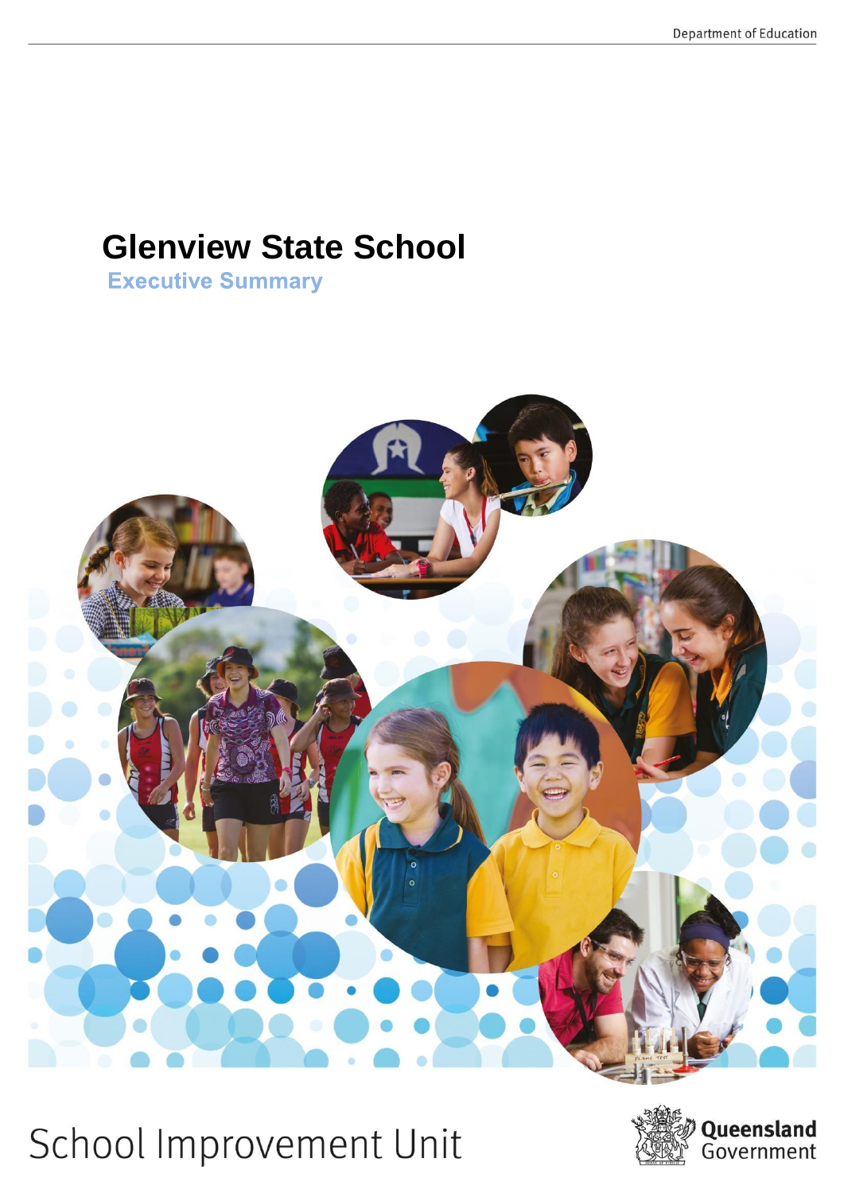Department of Education

# Glenview State School

## Executive Summary

School Improvement Unit

Queensland Government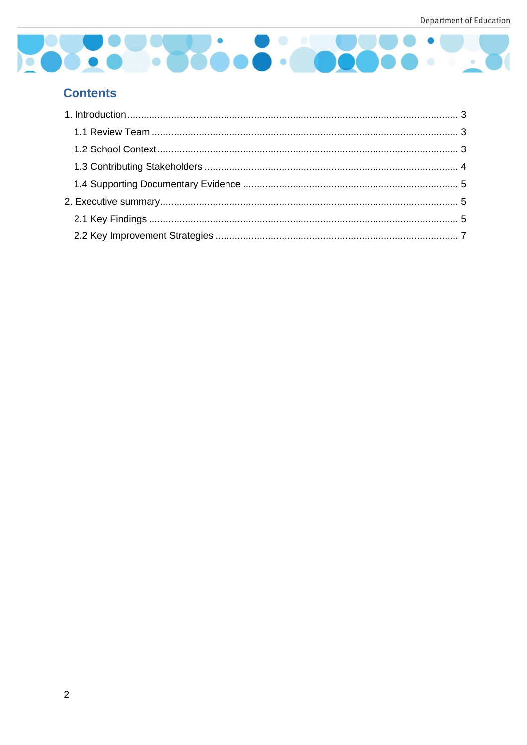## Contents

1. Introduction ........................................................................................................ 3
   - 1.1 Review Team .............................................................................................. 3
   - 1.2 School Context ............................................................................................ 3
   - 1.3 Contributing Stakeholders ........................................................................... 4
   - 1.4 Supporting Documentary Evidence ............................................................. 5
2. Executive summary ........................................................................................... 5
   - 2.1 Key Findings ................................................................................................ 5
   - 2.2 Key Improvement Strategies ........................................................................ 7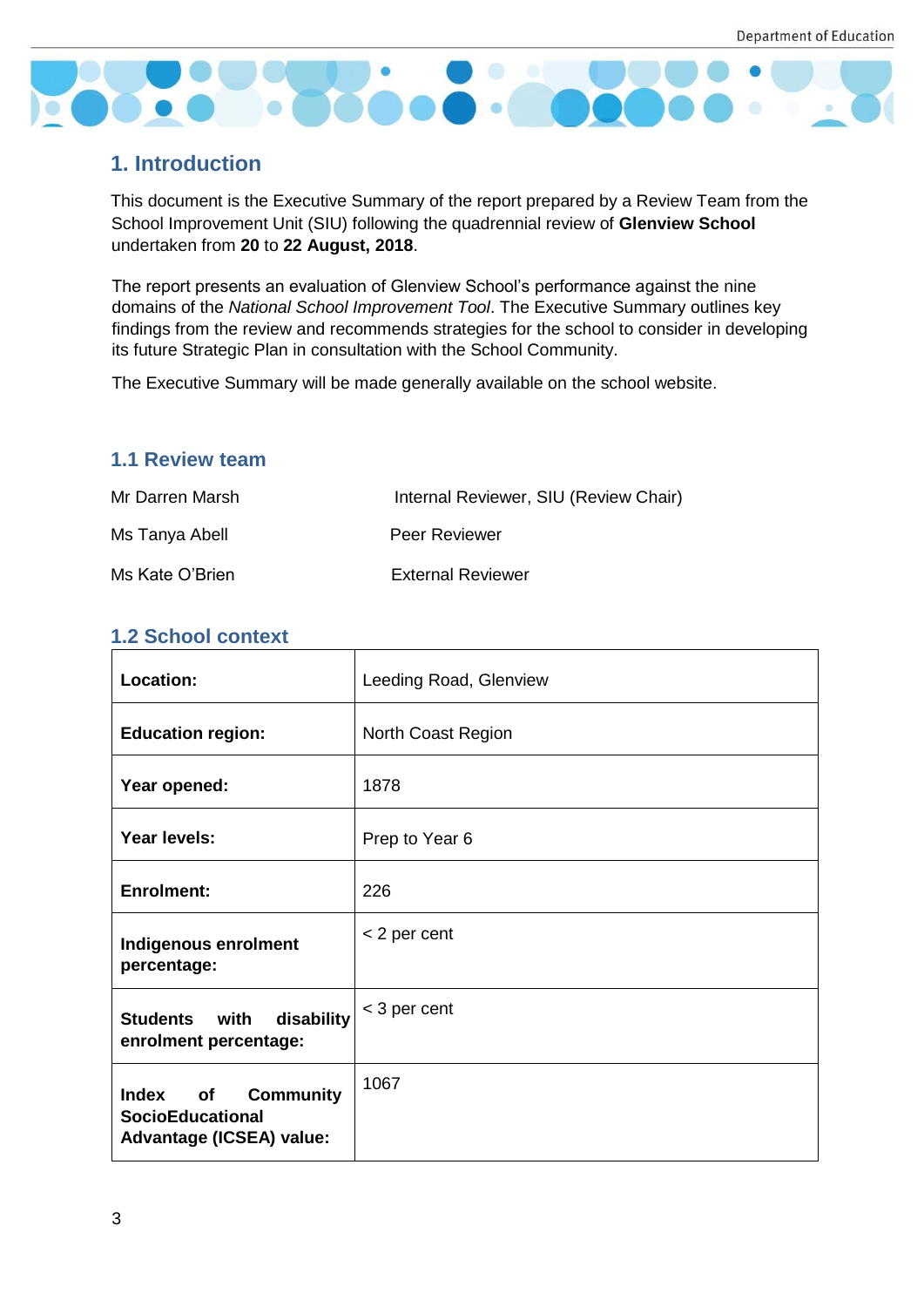## 1. Introduction

This document is the Executive Summary of the report prepared by a Review Team from the School Improvement Unit (SIU) following the quadrennial review of **Glenview School** undertaken from **20** to **22 August, 2018**.

The report presents an evaluation of Glenview School's performance against the nine domains of the *National School Improvement Tool*. The Executive Summary outlines key findings from the review and recommends strategies for the school to consider in developing its future Strategic Plan in consultation with the School Community.

The Executive Summary will be made generally available on the school website.

### 1.1 Review team

| | |
|---|---|
| Mr Darren Marsh | Internal Reviewer, SIU (Review Chair) |
| Ms Tanya Abell | Peer Reviewer |
| Ms Kate O'Brien | External Reviewer |

### 1.2 School context

| | |
|---|---|
| **Location:** | Leeding Road, Glenview |
| **Education region:** | North Coast Region |
| **Year opened:** | 1878 |
| **Year levels:** | Prep to Year 6 |
| **Enrolment:** | 226 |
| **Indigenous enrolment percentage:** | < 2 per cent |
| **Students with disability enrolment percentage:** | < 3 per cent |
| **Index of Community SocioEducational Advantage (ICSEA) value:** | 1067 |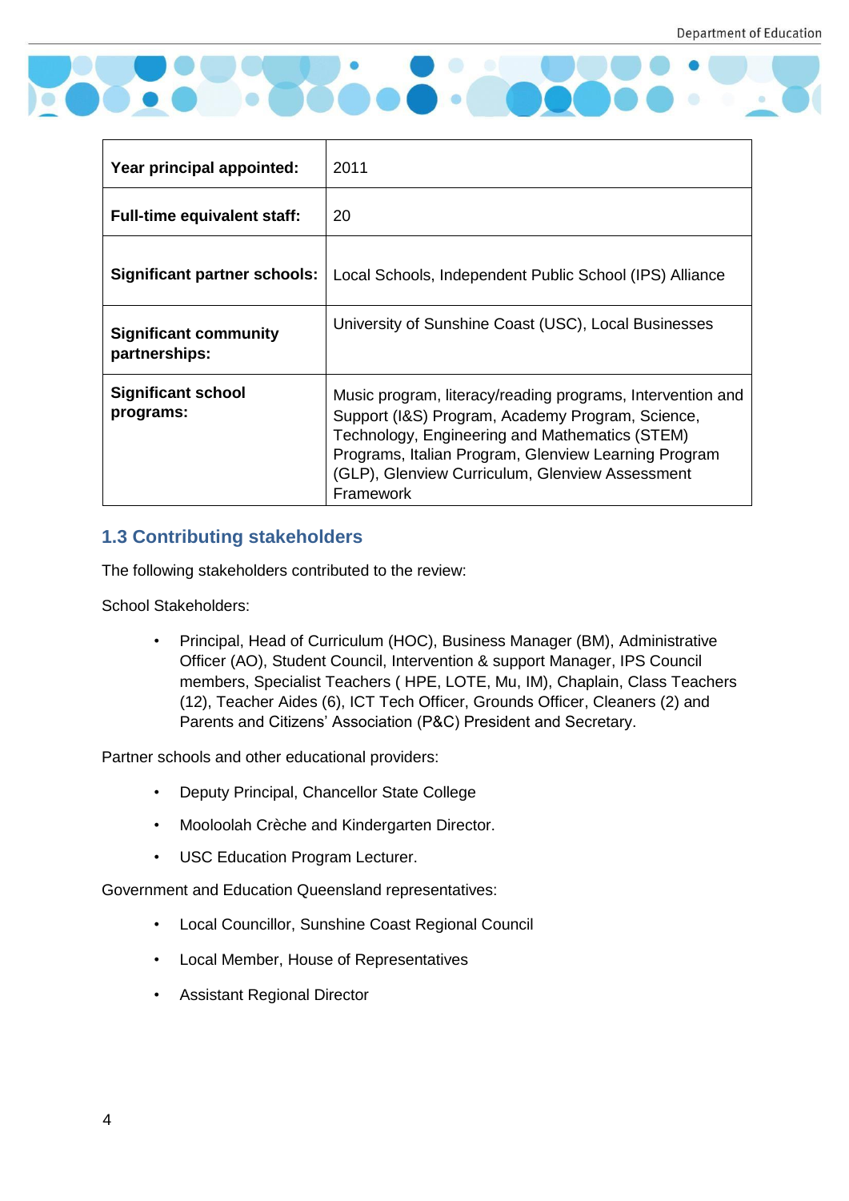| | |
|---|---|
| **Year principal appointed:** | 2011 |
| **Full-time equivalent staff:** | 20 |
| **Significant partner schools:** | Local Schools, Independent Public School (IPS) Alliance |
| **Significant community partnerships:** | University of Sunshine Coast (USC), Local Businesses |
| **Significant school programs:** | Music program, literacy/reading programs, Intervention and Support (I&S) Program, Academy Program, Science, Technology, Engineering and Mathematics (STEM) Programs, Italian Program, Glenview Learning Program (GLP), Glenview Curriculum, Glenview Assessment Framework |

## 1.3 Contributing stakeholders

The following stakeholders contributed to the review:

School Stakeholders:

- Principal, Head of Curriculum (HOC), Business Manager (BM), Administrative Officer (AO), Student Council, Intervention & support Manager, IPS Council members, Specialist Teachers ( HPE, LOTE, Mu, IM), Chaplain, Class Teachers (12), Teacher Aides (6), ICT Tech Officer, Grounds Officer, Cleaners (2) and Parents and Citizens' Association (P&C) President and Secretary.

Partner schools and other educational providers:

- Deputy Principal, Chancellor State College
- Mooloolah Crèche and Kindergarten Director.
- USC Education Program Lecturer.

Government and Education Queensland representatives:

- Local Councillor, Sunshine Coast Regional Council
- Local Member, House of Representatives
- Assistant Regional Director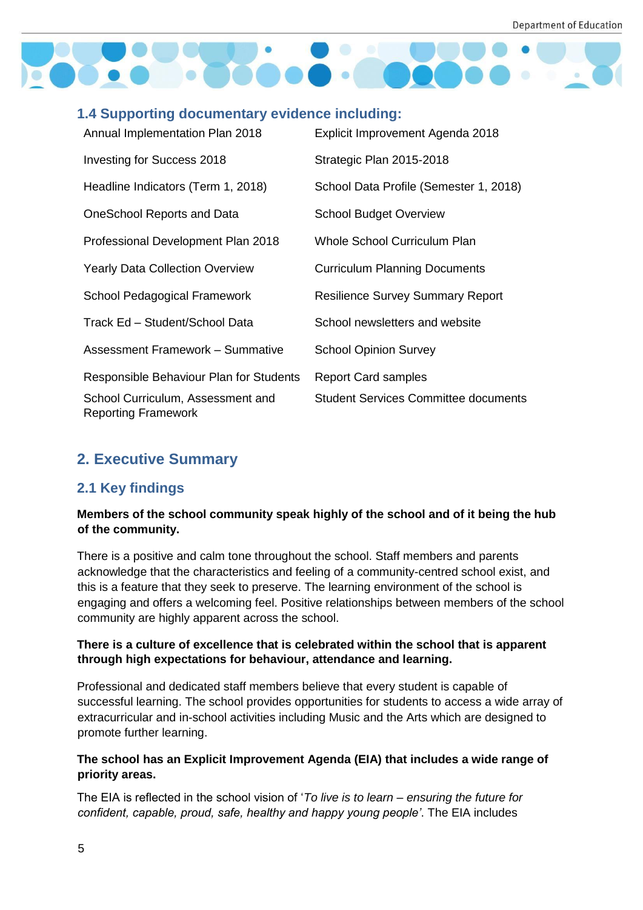### 1.4 Supporting documentary evidence including:

| | |
|---|---|
| Annual Implementation Plan 2018 | Explicit Improvement Agenda 2018 |
| Investing for Success 2018 | Strategic Plan 2015-2018 |
| Headline Indicators (Term 1, 2018) | School Data Profile (Semester 1, 2018) |
| OneSchool Reports and Data | School Budget Overview |
| Professional Development Plan 2018 | Whole School Curriculum Plan |
| Yearly Data Collection Overview | Curriculum Planning Documents |
| School Pedagogical Framework | Resilience Survey Summary Report |
| Track Ed – Student/School Data | School newsletters and website |
| Assessment Framework – Summative | School Opinion Survey |
| Responsible Behaviour Plan for Students | Report Card samples |
| School Curriculum, Assessment and Reporting Framework | Student Services Committee documents |

## 2. Executive Summary

### 2.1 Key findings

**Members of the school community speak highly of the school and of it being the hub of the community.**

There is a positive and calm tone throughout the school. Staff members and parents acknowledge that the characteristics and feeling of a community-centred school exist, and this is a feature that they seek to preserve. The learning environment of the school is engaging and offers a welcoming feel. Positive relationships between members of the school community are highly apparent across the school.

**There is a culture of excellence that is celebrated within the school that is apparent through high expectations for behaviour, attendance and learning.**

Professional and dedicated staff members believe that every student is capable of successful learning. The school provides opportunities for students to access a wide array of extracurricular and in-school activities including Music and the Arts which are designed to promote further learning.

**The school has an Explicit Improvement Agenda (EIA) that includes a wide range of priority areas.**

The EIA is reflected in the school vision of '*To live is to learn – ensuring the future for confident, capable, proud, safe, healthy and happy young people*'. The EIA includes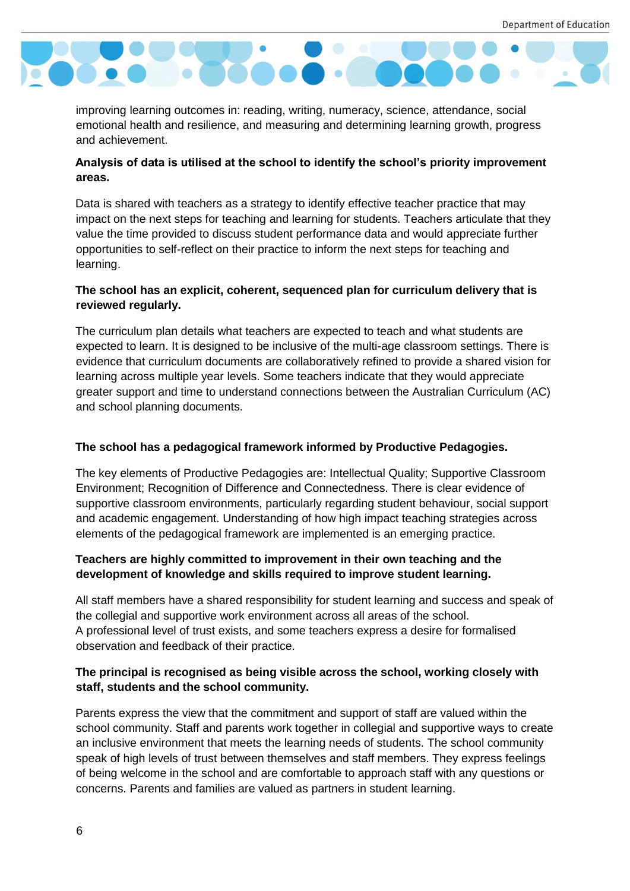improving learning outcomes in: reading, writing, numeracy, science, attendance, social emotional health and resilience, and measuring and determining learning growth, progress and achievement.

**Analysis of data is utilised at the school to identify the school's priority improvement areas.**

Data is shared with teachers as a strategy to identify effective teacher practice that may impact on the next steps for teaching and learning for students. Teachers articulate that they value the time provided to discuss student performance data and would appreciate further opportunities to self-reflect on their practice to inform the next steps for teaching and learning.

**The school has an explicit, coherent, sequenced plan for curriculum delivery that is reviewed regularly.**

The curriculum plan details what teachers are expected to teach and what students are expected to learn. It is designed to be inclusive of the multi-age classroom settings. There is evidence that curriculum documents are collaboratively refined to provide a shared vision for learning across multiple year levels. Some teachers indicate that they would appreciate greater support and time to understand connections between the Australian Curriculum (AC) and school planning documents.

**The school has a pedagogical framework informed by Productive Pedagogies.**

The key elements of Productive Pedagogies are: Intellectual Quality; Supportive Classroom Environment; Recognition of Difference and Connectedness. There is clear evidence of supportive classroom environments, particularly regarding student behaviour, social support and academic engagement. Understanding of how high impact teaching strategies across elements of the pedagogical framework are implemented is an emerging practice.

**Teachers are highly committed to improvement in their own teaching and the development of knowledge and skills required to improve student learning.**

All staff members have a shared responsibility for student learning and success and speak of the collegial and supportive work environment across all areas of the school.
A professional level of trust exists, and some teachers express a desire for formalised observation and feedback of their practice.

**The principal is recognised as being visible across the school, working closely with staff, students and the school community.**

Parents express the view that the commitment and support of staff are valued within the school community. Staff and parents work together in collegial and supportive ways to create an inclusive environment that meets the learning needs of students. The school community speak of high levels of trust between themselves and staff members. They express feelings of being welcome in the school and are comfortable to approach staff with any questions or concerns. Parents and families are valued as partners in student learning.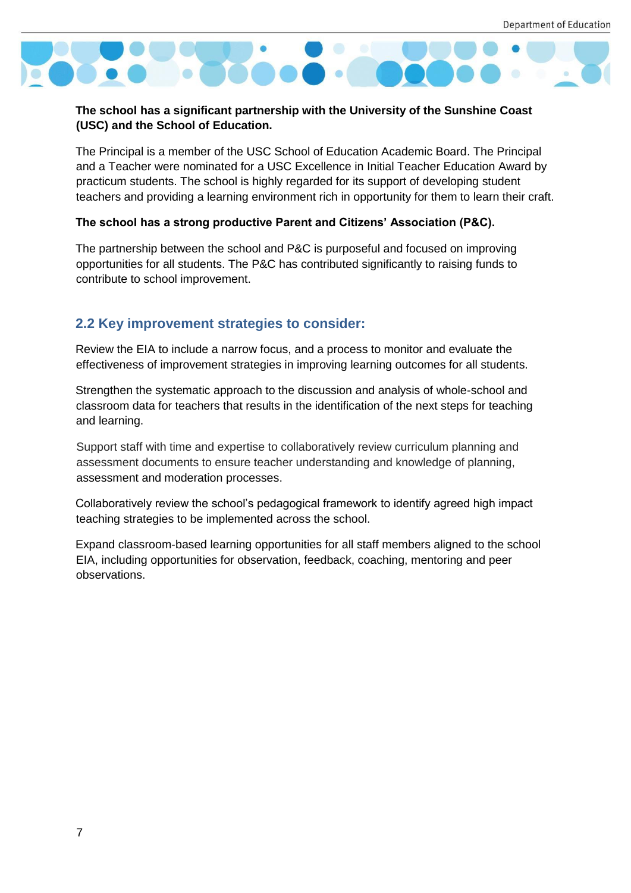**The school has a significant partnership with the University of the Sunshine Coast (USC) and the School of Education.**

The Principal is a member of the USC School of Education Academic Board. The Principal and a Teacher were nominated for a USC Excellence in Initial Teacher Education Award by practicum students. The school is highly regarded for its support of developing student teachers and providing a learning environment rich in opportunity for them to learn their craft.

**The school has a strong productive Parent and Citizens' Association (P&C).**

The partnership between the school and P&C is purposeful and focused on improving opportunities for all students. The P&C has contributed significantly to raising funds to contribute to school improvement.

## 2.2 Key improvement strategies to consider:

Review the EIA to include a narrow focus, and a process to monitor and evaluate the effectiveness of improvement strategies in improving learning outcomes for all students.

Strengthen the systematic approach to the discussion and analysis of whole-school and classroom data for teachers that results in the identification of the next steps for teaching and learning.

Support staff with time and expertise to collaboratively review curriculum planning and assessment documents to ensure teacher understanding and knowledge of planning, assessment and moderation processes.

Collaboratively review the school's pedagogical framework to identify agreed high impact teaching strategies to be implemented across the school.

Expand classroom-based learning opportunities for all staff members aligned to the school EIA, including opportunities for observation, feedback, coaching, mentoring and peer observations.